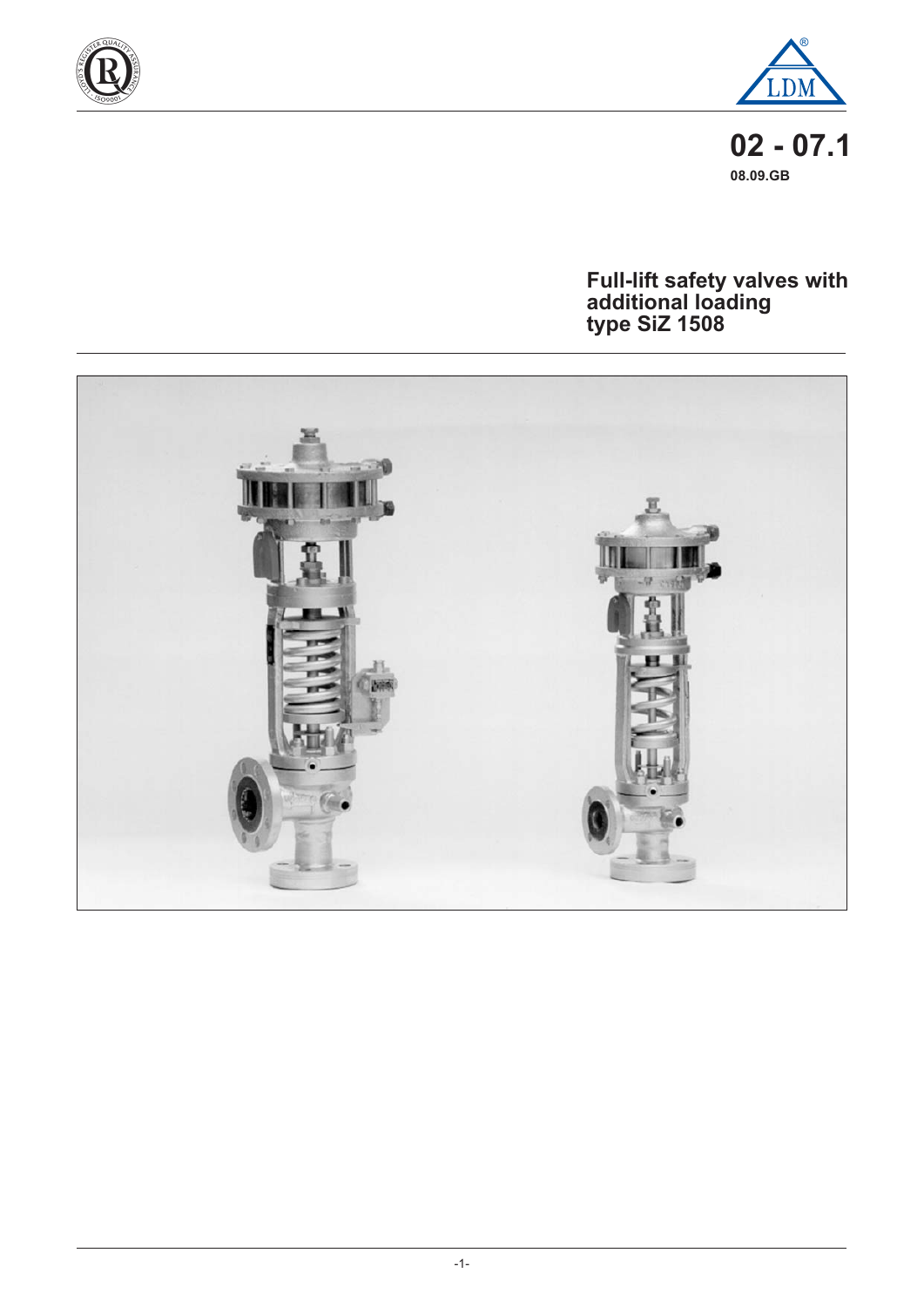**02 - 07.1**

**08.09.GB**

# Full-lift safety valves with additional loading type SiZ 1508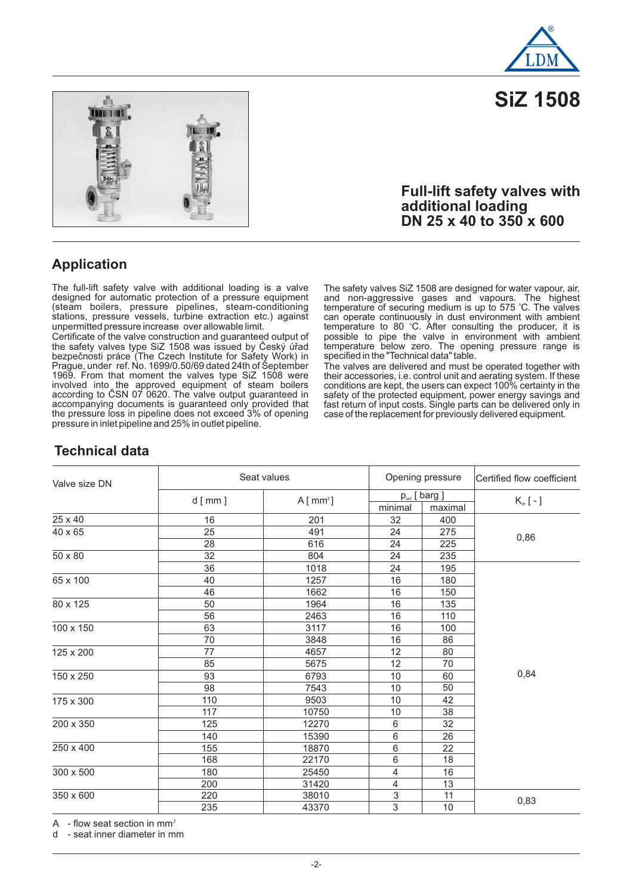# SiZ 1508

## Full-lift safety valves with additional loading DN 25 x 40 to 350 x 600

## Application

The full-lift safety valve with additional loading is a valve designed for automatic protection of a pressure equipment (steam boilers, pressure pipelines, steam-conditioning stations, pressure vessels, turbine extraction etc.) against unpermitted pressure increase over allowable limit.

Certificate of the valve construction and guaranteed output of the safety valves type SiZ 1508 was issued by Český úřad bezpečnosti práce (The Czech Institute for Safety Work) in Prague, under ref. No. 1699/0.50/69 dated 24th of September 1969. From that moment the valves type SiZ 1508 were involved into the approved equipment of steam boilers according to ČSN 07 0620. The valve output guaranteed in accompanying documents is guaranteed only provided that the pressure loss in pipeline does not exceed 3% of opening pressure in inlet pipeline and 25% in outlet pipeline.

The safety valves SiZ 1508 are designed for water vapour, air, and non-aggressive gases and vapours. The highest temperature of securing medium is up to 575 °C. The valves can operate continuously in dust environment with ambient temperature to 80 °C. After consulting the producer, it is possible to pipe the valve in environment with ambient temperature below zero. The opening pressure range is specified in the "Technical data" table.

The valves are delivered and must be operated together with their accessories, i.e. control unit and aerating system. If these conditions are kept, the users can expect 100% certainty in the safety of the protected equipment, power energy savings and fast return of input costs. Single parts can be delivered only in case of the replacement for previously delivered equipment.

## Technical data

| Valve size DN | Seat values | | Opening pressure | | Certified flow coefficient |
|---|---|---|---|---|---|
| | d [ mm ] | A [ mm²] | $p_{set}$ [ barg ] | | $K_{dr}$ [ - ] |
| | | | minimal | maximal | |
| 25 x 40 | 16 | 201 | 32 | 400 | 0,86 |
| 40 x 65 | 25 | 491 | 24 | 275 | 0,86 |
| | 28 | 616 | 24 | 225 | 0,86 |
| 50 x 80 | 32 | 804 | 24 | 235 | 0,86 |
| | 36 | 1018 | 24 | 195 | 0,84 |
| 65 x 100 | 40 | 1257 | 16 | 180 | 0,84 |
| | 46 | 1662 | 16 | 150 | 0,84 |
| 80 x 125 | 50 | 1964 | 16 | 135 | 0,84 |
| | 56 | 2463 | 16 | 110 | 0,84 |
| 100 x 150 | 63 | 3117 | 16 | 100 | 0,84 |
| | 70 | 3848 | 16 | 86 | 0,84 |
| 125 x 200 | 77 | 4657 | 12 | 80 | 0,84 |
| | 85 | 5675 | 12 | 70 | 0,84 |
| 150 x 250 | 93 | 6793 | 10 | 60 | 0,84 |
| | 98 | 7543 | 10 | 50 | 0,84 |
| 175 x 300 | 110 | 9503 | 10 | 42 | 0,84 |
| | 117 | 10750 | 10 | 38 | 0,84 |
| 200 x 350 | 125 | 12270 | 6 | 32 | 0,84 |
| | 140 | 15390 | 6 | 26 | 0,84 |
| 250 x 400 | 155 | 18870 | 6 | 22 | 0,84 |
| | 168 | 22170 | 6 | 18 | 0,84 |
| 300 x 500 | 180 | 25450 | 4 | 16 | 0,84 |
| | 200 | 31420 | 4 | 13 | 0,84 |
| 350 x 600 | 220 | 38010 | 3 | 11 | 0,83 |
| | 235 | 43370 | 3 | 10 | 0,83 |

A - flow seat section in mm²

d - seat inner diameter in mm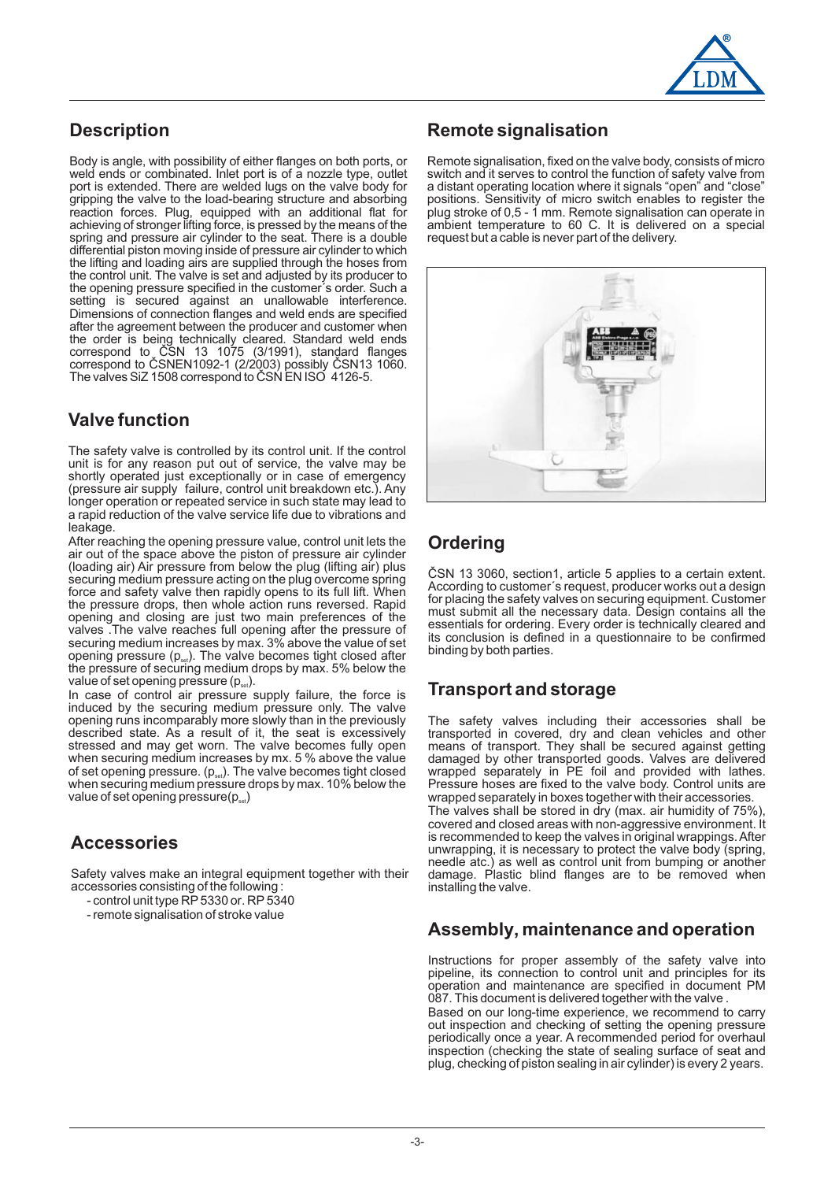## Description

Body is angle, with possibility of either flanges on both ports, or weld ends or combinated. Inlet port is of a nozzle type, outlet port is extended. There are welded lugs on the valve body for gripping the valve to the load-bearing structure and absorbing reaction forces. Plug, equipped with an additional flat for achieving of stronger lifting force, is pressed by the means of the spring and pressure air cylinder to the seat. There is a double differential piston moving inside of pressure air cylinder to which the lifting and loading airs are supplied through the hoses from the control unit. The valve is set and adjusted by its producer to the opening pressure specified in the customer´s order. Such a setting is secured against an unallowable interference. Dimensions of connection flanges and weld ends are specified after the agreement between the producer and customer when the order is being technically cleared. Standard weld ends correspond to ČSN 13 1075 (3/1991), standard flanges correspond to ČSNEN1092-1 (2/2003) possibly ČSN13 1060. The valves SiZ 1508 correspond to ČSN EN ISO 4126-5.

## Valve function

The safety valve is controlled by its control unit. If the control unit is for any reason put out of service, the valve may be shortly operated just exceptionally or in case of emergency (pressure air supply failure, control unit breakdown etc.). Any longer operation or repeated service in such state may lead to a rapid reduction of the valve service life due to vibrations and leakage.

After reaching the opening pressure value, control unit lets the air out of the space above the piston of pressure air cylinder (loading air) Air pressure from below the plug (lifting air) plus securing medium pressure acting on the plug overcome spring force and safety valve then rapidly opens to its full lift. When the pressure drops, then whole action runs reversed. Rapid opening and closing are just two main preferences of the valves .The valve reaches full opening after the pressure of securing medium increases by max. 3% above the value of set opening pressure ($p_{set}$). The valve becomes tight closed after the pressure of securing medium drops by max. 5% below the value of set opening pressure ($p_{set}$).

In case of control air pressure supply failure, the force is induced by the securing medium pressure only. The valve opening runs incomparably more slowly than in the previously described state. As a result of it, the seat is excessively stressed and may get worn. The valve becomes fully open when securing medium increases by mx. 5 % above the value of set opening pressure. ($p_{set}$). The valve becomes tight closed when securing medium pressure drops by max. 10% below the value of set opening pressure($p_{set}$)

## Accessories

Safety valves make an integral equipment together with their accessories consisting of the following :

- control unit type RP 5330 or. RP 5340
- remote signalisation of stroke value

## Remote signalisation

Remote signalisation, fixed on the valve body, consists of micro switch and it serves to control the function of safety valve from a distant operating location where it signals "open" and "close" positions. Sensitivity of micro switch enables to register the plug stroke of 0,5 - 1 mm. Remote signalisation can operate in ambient temperature to 60 C. It is delivered on a special request but a cable is never part of the delivery.

## Ordering

ČSN 13 3060, section1, article 5 applies to a certain extent. According to customer´s request, producer works out a design for placing the safety valves on securing equipment. Customer must submit all the necessary data. Design contains all the essentials for ordering. Every order is technically cleared and its conclusion is defined in a questionnaire to be confirmed binding by both parties.

## Transport and storage

The safety valves including their accessories shall be transported in covered, dry and clean vehicles and other means of transport. They shall be secured against getting damaged by other transported goods. Valves are delivered wrapped separately in PE foil and provided with lathes. Pressure hoses are fixed to the valve body. Control units are wrapped separately in boxes together with their accessories.

The valves shall be stored in dry (max. air humidity of 75%), covered and closed areas with non-aggressive environment. It is recommended to keep the valves in original wrappings. After unwrapping, it is necessary to protect the valve body (spring, needle atc.) as well as control unit from bumping or another damage. Plastic blind flanges are to be removed when installing the valve.

## Assembly, maintenance and operation

Instructions for proper assembly of the safety valve into pipeline, its connection to control unit and principles for its operation and maintenance are specified in document PM 087. This document is delivered together with the valve .

Based on our long-time experience, we recommend to carry out inspection and checking of setting the opening pressure periodically once a year. A recommended period for overhaul inspection (checking the state of sealing surface of seat and plug, checking of piston sealing in air cylinder) is every 2 years.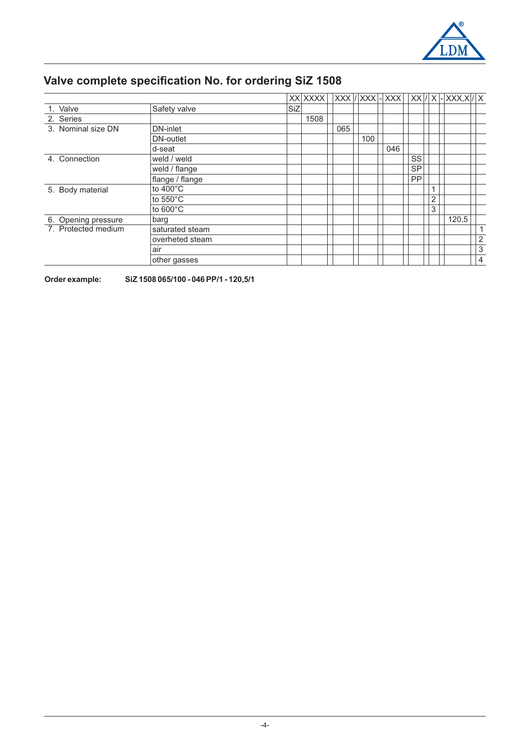## Valve complete specification No. for ordering SiZ 1508

| | | XX | XXXX | XXX | / | XXX | - | XXX | XX | / | X | - | XXX,X | / | X |
|---|---|---|---|---|---|---|---|---|---|---|---|---|---|---|---|
| 1. Valve | Safety valve | SiZ | | | | | | | | | | | | | |
| 2. Series | | | 1508 | | | | | | | | | | | | |
| 3. Nominal size DN | DN-inlet | | | 065 | | | | | | | | | | | |
| | DN-outlet | | | | | 100 | | | | | | | | | |
| | d-seat | | | | | | | 046 | | | | | | | |
| 4. Connection | weld / weld | | | | | | | | SS | | | | | | |
| | weld / flange | | | | | | | | SP | | | | | | |
| | flange / flange | | | | | | | | PP | | | | | | |
| 5. Body material | to 400°C | | | | | | | | | | 1 | | | | |
| | to 550°C | | | | | | | | | | 2 | | | | |
| | to 600°C | | | | | | | | | | 3 | | | | |
| 6. Opening pressure | barg | | | | | | | | | | | | 120,5 | | |
| 7. Protected medium | saturated steam | | | | | | | | | | | | | | 1 |
| | overheted steam | | | | | | | | | | | | | | 2 |
| | air | | | | | | | | | | | | | | 3 |
| | other gasses | | | | | | | | | | | | | | 4 |

**Order example:** **SiZ 1508 065/100 - 046 PP/1 - 120,5/1**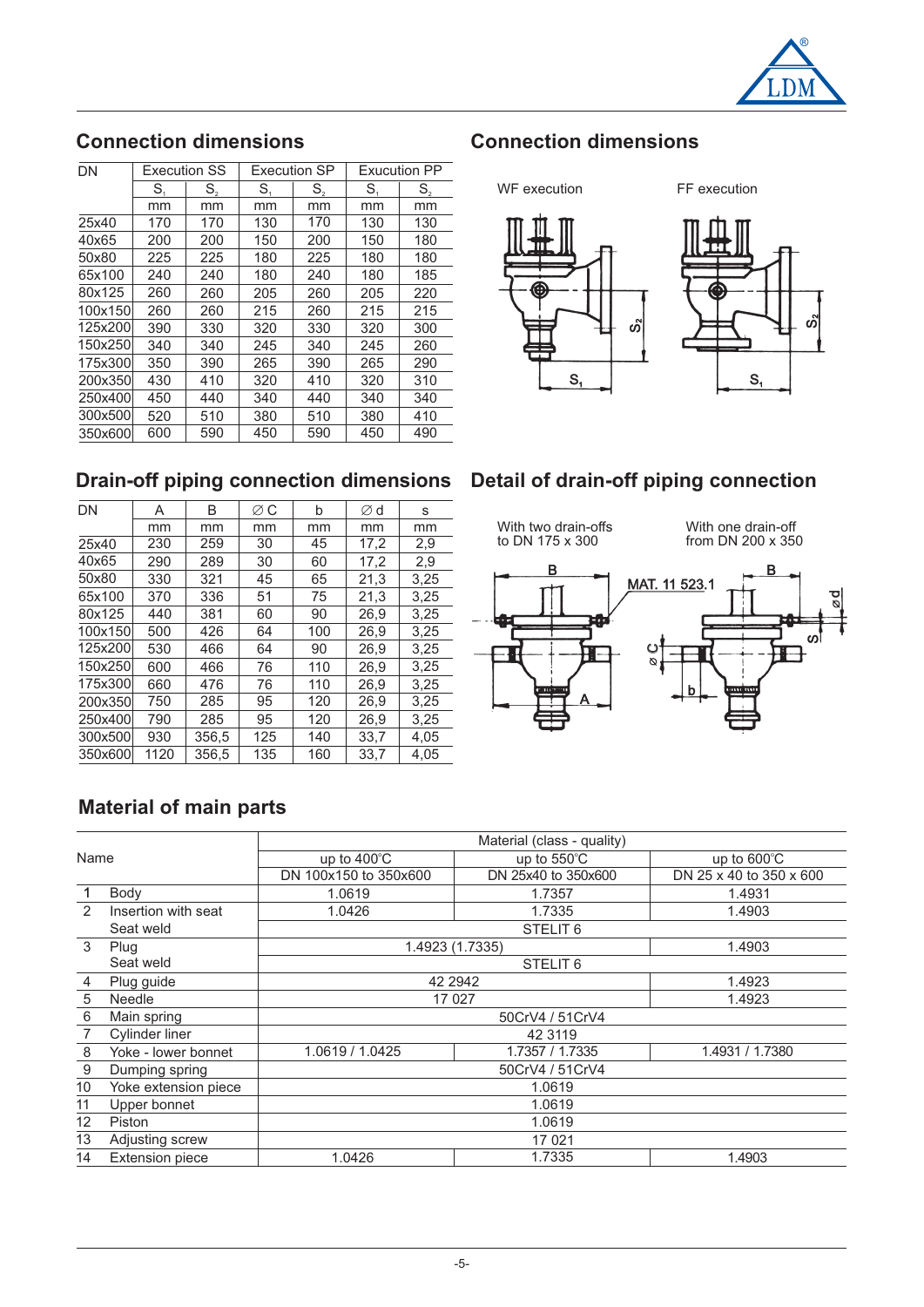## Connection dimensions

| DN | Execution SS | | Execution SP | | Exucution PP | |
|---|---|---|---|---|---|---|
| | $S_1$ | $S_2$ | $S_1$ | $S_2$ | $S_1$ | $S_2$ |
| | mm | mm | mm | mm | mm | mm |
| 25x40 | 170 | 170 | 130 | 170 | 130 | 130 |
| 40x65 | 200 | 200 | 150 | 200 | 150 | 180 |
| 50x80 | 225 | 225 | 180 | 225 | 180 | 180 |
| 65x100 | 240 | 240 | 180 | 240 | 180 | 185 |
| 80x125 | 260 | 260 | 205 | 260 | 205 | 220 |
| 100x150 | 260 | 260 | 215 | 260 | 215 | 215 |
| 125x200 | 390 | 330 | 320 | 330 | 320 | 300 |
| 150x250 | 340 | 340 | 245 | 340 | 245 | 260 |
| 175x300 | 350 | 390 | 265 | 390 | 265 | 290 |
| 200x350 | 430 | 410 | 320 | 410 | 320 | 310 |
| 250x400 | 450 | 440 | 340 | 440 | 340 | 340 |
| 300x500 | 520 | 510 | 380 | 510 | 380 | 410 |
| 350x600 | 600 | 590 | 450 | 590 | 450 | 490 |

## Connection dimensions

WF execution

FF execution

## Drain-off piping connection dimensions

| DN | A | B | ∅ C | b | ∅ d | s |
|---|---|---|---|---|---|---|
| | mm | mm | mm | mm | mm | mm |
| 25x40 | 230 | 259 | 30 | 45 | 17,2 | 2,9 |
| 40x65 | 290 | 289 | 30 | 60 | 17,2 | 2,9 |
| 50x80 | 330 | 321 | 45 | 65 | 21,3 | 3,25 |
| 65x100 | 370 | 336 | 51 | 75 | 21,3 | 3,25 |
| 80x125 | 440 | 381 | 60 | 90 | 26,9 | 3,25 |
| 100x150 | 500 | 426 | 64 | 100 | 26,9 | 3,25 |
| 125x200 | 530 | 466 | 64 | 90 | 26,9 | 3,25 |
| 150x250 | 600 | 466 | 76 | 110 | 26,9 | 3,25 |
| 175x300 | 660 | 476 | 76 | 110 | 26,9 | 3,25 |
| 200x350 | 750 | 285 | 95 | 120 | 26,9 | 3,25 |
| 250x400 | 790 | 285 | 95 | 120 | 26,9 | 3,25 |
| 300x500 | 930 | 356,5 | 125 | 140 | 33,7 | 4,05 |
| 350x600 | 1120 | 356,5 | 135 | 160 | 33,7 | 4,05 |

## Detail of drain-off piping connection

With two drain-offs to DN 175 x 300

With one drain-off from DN 200 x 350

MAT. 11 523.1

## Material of main parts

| | Name | Material (class - quality) | | |
|---|---|---|---|---|
| | | up to 400°C | up to 550°C | up to 600°C |
| | | DN 100x150 to 350x600 | DN 25x40 to 350x600 | DN 25 x 40 to 350 x 600 |
| 1 | Body | 1.0619 | 1.7357 | 1.4931 |
| 2 | Insertion with seat | 1.0426 | 1.7335 | 1.4903 |
| | Seat weld | STELIT 6 | | |
| 3 | Plug | 1.4923 (1.7335) | | 1.4903 |
| | Seat weld | STELIT 6 | | |
| 4 | Plug guide | 42 2942 | | 1.4923 |
| 5 | Needle | 17 027 | | 1.4923 |
| 6 | Main spring | 50CrV4 / 51CrV4 | | |
| 7 | Cylinder liner | 42 3119 | | |
| 8 | Yoke - lower bonnet | 1.0619 / 1.0425 | 1.7357 / 1.7335 | 1.4931 / 1.7380 |
| 9 | Dumping spring | 50CrV4 / 51CrV4 | | |
| 10 | Yoke extension piece | 1.0619 | | |
| 11 | Upper bonnet | 1.0619 | | |
| 12 | Piston | 1.0619 | | |
| 13 | Adjusting screw | 17 021 | | |
| 14 | Extension piece | 1.0426 | 1.7335 | 1.4903 |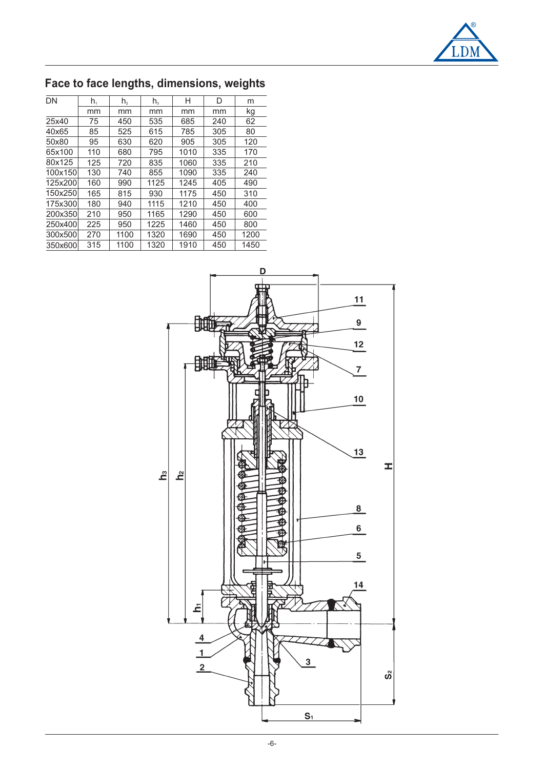## Face to face lengths, dimensions, weights

| DN | $h_1$ | $h_2$ | $h_3$ | H | D | m |
|---|---|---|---|---|---|---|
| | mm | mm | mm | mm | mm | kg |
| 25x40 | 75 | 450 | 535 | 685 | 240 | 62 |
| 40x65 | 85 | 525 | 615 | 785 | 305 | 80 |
| 50x80 | 95 | 630 | 620 | 905 | 305 | 120 |
| 65x100 | 110 | 680 | 795 | 1010 | 335 | 170 |
| 80x125 | 125 | 720 | 835 | 1060 | 335 | 210 |
| 100x150 | 130 | 740 | 855 | 1090 | 335 | 240 |
| 125x200 | 160 | 990 | 1125 | 1245 | 405 | 490 |
| 150x250 | 165 | 815 | 930 | 1175 | 450 | 310 |
| 175x300 | 180 | 940 | 1115 | 1210 | 450 | 400 |
| 200x350 | 210 | 950 | 1165 | 1290 | 450 | 600 |
| 250x400 | 225 | 950 | 1225 | 1460 | 450 | 800 |
| 300x500 | 270 | 1100 | 1320 | 1690 | 450 | 1200 |
| 350x600 | 315 | 1100 | 1320 | 1910 | 450 | 1450 |

D

11

9

12

7

10

13

H

$h_3$

$h_2$

8

6

5

14

$h_1$

4

1

2

3

$S_2$

$S_1$